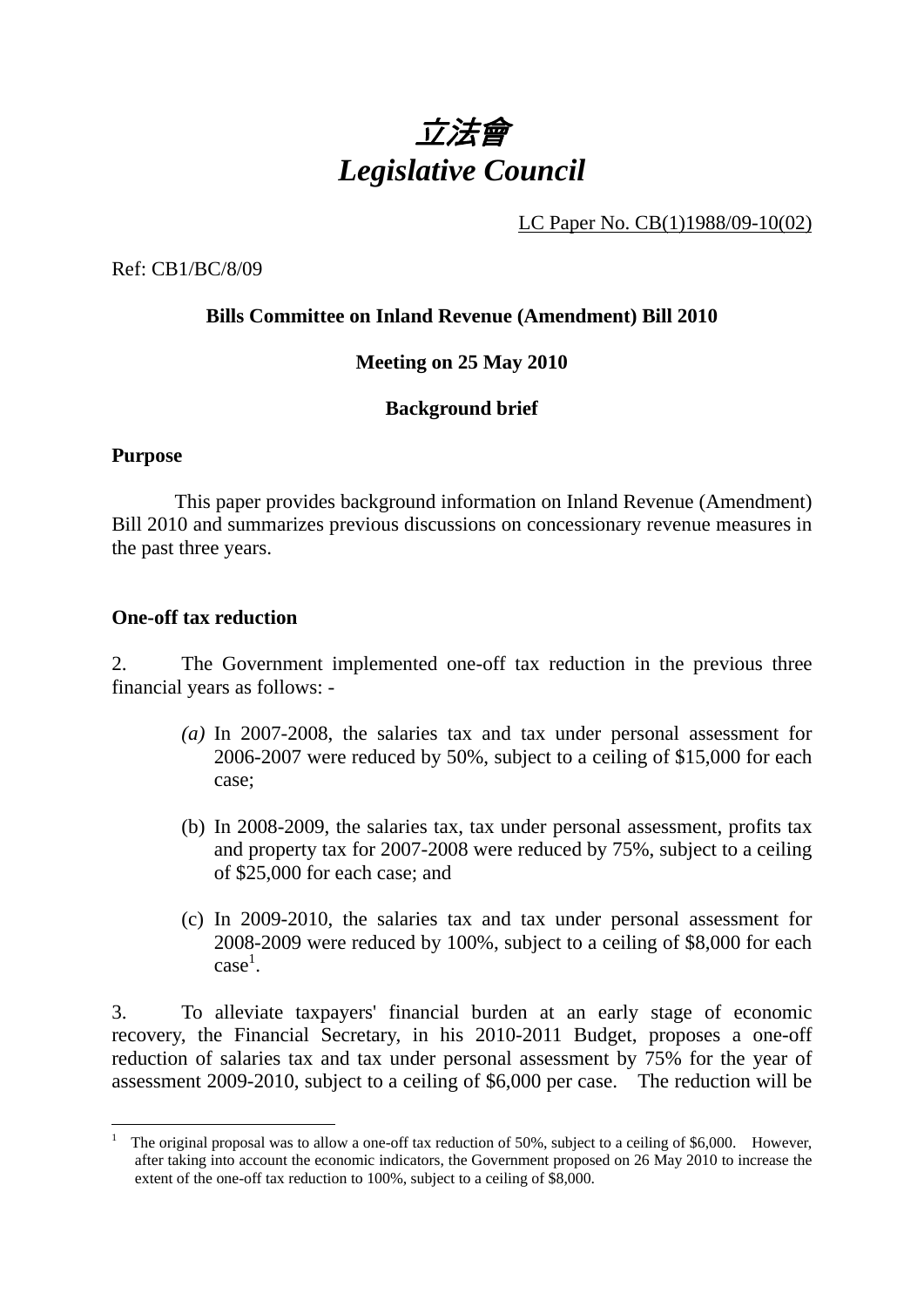# *立法會*
# *Legislative Council*

LC Paper No. CB(1)1988/09-10(02)

Ref: CB1/BC/8/09

**Bills Committee on Inland Revenue (Amendment) Bill 2010**

**Meeting on 25 May 2010**

**Background brief**

**Purpose**

This paper provides background information on Inland Revenue (Amendment) Bill 2010 and summarizes previous discussions on concessionary revenue measures in the past three years.

**One-off tax reduction**

2. The Government implemented one-off tax reduction in the previous three financial years as follows: -

*(a)* In 2007-2008, the salaries tax and tax under personal assessment for 2006-2007 were reduced by 50%, subject to a ceiling of $15,000 for each case;

(b) In 2008-2009, the salaries tax, tax under personal assessment, profits tax and property tax for 2007-2008 were reduced by 75%, subject to a ceiling of $25,000 for each case; and

(c) In 2009-2010, the salaries tax and tax under personal assessment for 2008-2009 were reduced by 100%, subject to a ceiling of $8,000 for each case[1].

3. To alleviate taxpayers' financial burden at an early stage of economic recovery, the Financial Secretary, in his 2010-2011 Budget, proposes a one-off reduction of salaries tax and tax under personal assessment by 75% for the year of assessment 2009-2010, subject to a ceiling of $6,000 per case. The reduction will be

---

[1] The original proposal was to allow a one-off tax reduction of 50%, subject to a ceiling of $6,000. However, after taking into account the economic indicators, the Government proposed on 26 May 2010 to increase the extent of the one-off tax reduction to 100%, subject to a ceiling of $8,000.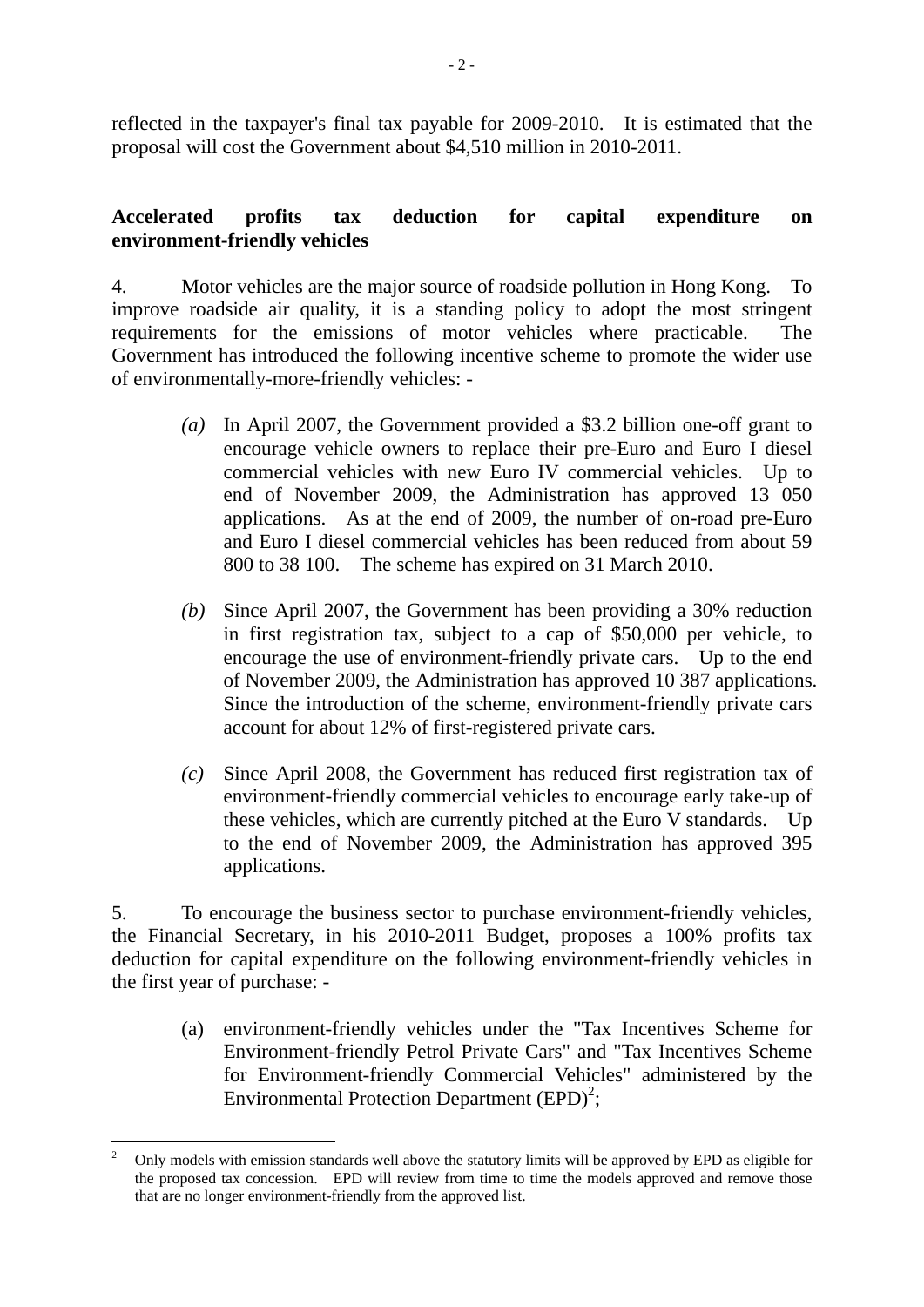reflected in the taxpayer's final tax payable for 2009-2010. It is estimated that the proposal will cost the Government about $4,510 million in 2010-2011.

**Accelerated profits tax deduction for capital expenditure on environment-friendly vehicles**

4. Motor vehicles are the major source of roadside pollution in Hong Kong. To improve roadside air quality, it is a standing policy to adopt the most stringent requirements for the emissions of motor vehicles where practicable. The Government has introduced the following incentive scheme to promote the wider use of environmentally-more-friendly vehicles: -

*(a)* In April 2007, the Government provided a $3.2 billion one-off grant to encourage vehicle owners to replace their pre-Euro and Euro I diesel commercial vehicles with new Euro IV commercial vehicles. Up to end of November 2009, the Administration has approved 13 050 applications. As at the end of 2009, the number of on-road pre-Euro and Euro I diesel commercial vehicles has been reduced from about 59 800 to 38 100. The scheme has expired on 31 March 2010.

*(b)* Since April 2007, the Government has been providing a 30% reduction in first registration tax, subject to a cap of $50,000 per vehicle, to encourage the use of environment-friendly private cars. Up to the end of November 2009, the Administration has approved 10 387 applications. Since the introduction of the scheme, environment-friendly private cars account for about 12% of first-registered private cars.

*(c)* Since April 2008, the Government has reduced first registration tax of environment-friendly commercial vehicles to encourage early take-up of these vehicles, which are currently pitched at the Euro V standards. Up to the end of November 2009, the Administration has approved 395 applications.

5. To encourage the business sector to purchase environment-friendly vehicles, the Financial Secretary, in his 2010-2011 Budget, proposes a 100% profits tax deduction for capital expenditure on the following environment-friendly vehicles in the first year of purchase: -

(a) environment-friendly vehicles under the "Tax Incentives Scheme for Environment-friendly Petrol Private Cars" and "Tax Incentives Scheme for Environment-friendly Commercial Vehicles" administered by the Environmental Protection Department (EPD)[2];

---

[2] Only models with emission standards well above the statutory limits will be approved by EPD as eligible for the proposed tax concession. EPD will review from time to time the models approved and remove those that are no longer environment-friendly from the approved list.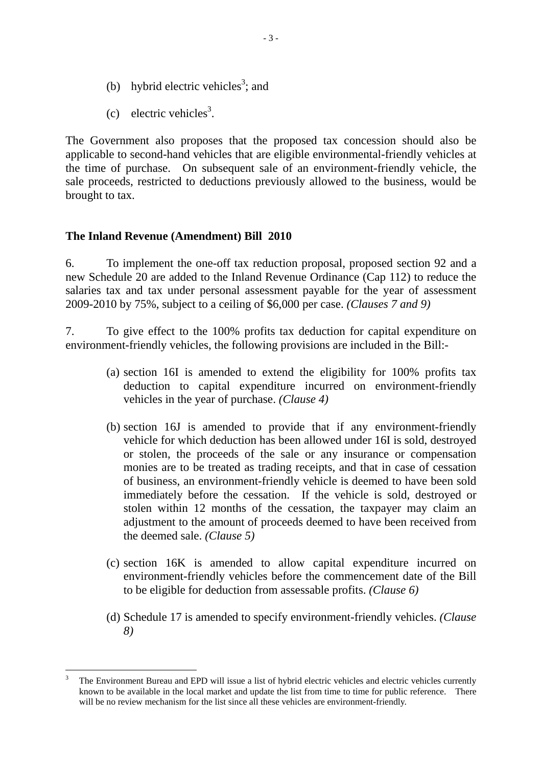(b) hybrid electric vehicles[3]; and

(c) electric vehicles[3].

The Government also proposes that the proposed tax concession should also be applicable to second-hand vehicles that are eligible environmental-friendly vehicles at the time of purchase. On subsequent sale of an environment-friendly vehicle, the sale proceeds, restricted to deductions previously allowed to the business, would be brought to tax.

**The Inland Revenue (Amendment) Bill 2010**

6. To implement the one-off tax reduction proposal, proposed section 92 and a new Schedule 20 are added to the Inland Revenue Ordinance (Cap 112) to reduce the salaries tax and tax under personal assessment payable for the year of assessment 2009-2010 by 75%, subject to a ceiling of $6,000 per case. *(Clauses 7 and 9)*

7. To give effect to the 100% profits tax deduction for capital expenditure on environment-friendly vehicles, the following provisions are included in the Bill:-

(a) section 16I is amended to extend the eligibility for 100% profits tax deduction to capital expenditure incurred on environment-friendly vehicles in the year of purchase. *(Clause 4)*

(b) section 16J is amended to provide that if any environment-friendly vehicle for which deduction has been allowed under 16I is sold, destroyed or stolen, the proceeds of the sale or any insurance or compensation monies are to be treated as trading receipts, and that in case of cessation of business, an environment-friendly vehicle is deemed to have been sold immediately before the cessation. If the vehicle is sold, destroyed or stolen within 12 months of the cessation, the taxpayer may claim an adjustment to the amount of proceeds deemed to have been received from the deemed sale. *(Clause 5)*

(c) section 16K is amended to allow capital expenditure incurred on environment-friendly vehicles before the commencement date of the Bill to be eligible for deduction from assessable profits. *(Clause 6)*

(d) Schedule 17 is amended to specify environment-friendly vehicles. *(Clause 8)*

---

[3] The Environment Bureau and EPD will issue a list of hybrid electric vehicles and electric vehicles currently known to be available in the local market and update the list from time to time for public reference. There will be no review mechanism for the list since all these vehicles are environment-friendly.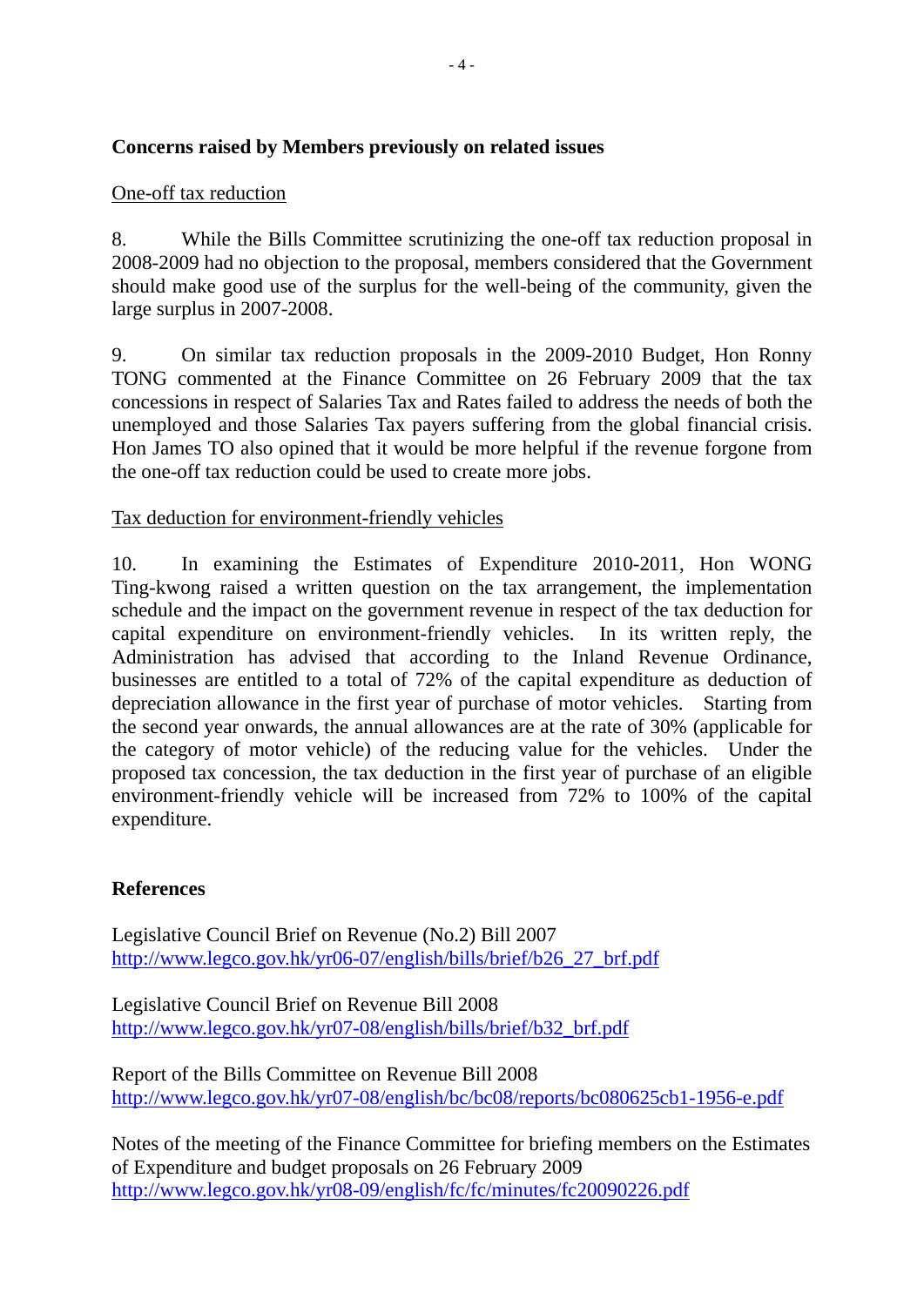**Concerns raised by Members previously on related issues**

One-off tax reduction

8. While the Bills Committee scrutinizing the one-off tax reduction proposal in 2008-2009 had no objection to the proposal, members considered that the Government should make good use of the surplus for the well-being of the community, given the large surplus in 2007-2008.

9. On similar tax reduction proposals in the 2009-2010 Budget, Hon Ronny TONG commented at the Finance Committee on 26 February 2009 that the tax concessions in respect of Salaries Tax and Rates failed to address the needs of both the unemployed and those Salaries Tax payers suffering from the global financial crisis. Hon James TO also opined that it would be more helpful if the revenue forgone from the one-off tax reduction could be used to create more jobs.

Tax deduction for environment-friendly vehicles

10. In examining the Estimates of Expenditure 2010-2011, Hon WONG Ting-kwong raised a written question on the tax arrangement, the implementation schedule and the impact on the government revenue in respect of the tax deduction for capital expenditure on environment-friendly vehicles. In its written reply, the Administration has advised that according to the Inland Revenue Ordinance, businesses are entitled to a total of 72% of the capital expenditure as deduction of depreciation allowance in the first year of purchase of motor vehicles. Starting from the second year onwards, the annual allowances are at the rate of 30% (applicable for the category of motor vehicle) of the reducing value for the vehicles. Under the proposed tax concession, the tax deduction in the first year of purchase of an eligible environment-friendly vehicle will be increased from 72% to 100% of the capital expenditure.

**References**

Legislative Council Brief on Revenue (No.2) Bill 2007
http://www.legco.gov.hk/yr06-07/english/bills/brief/b26_27_brf.pdf

Legislative Council Brief on Revenue Bill 2008
http://www.legco.gov.hk/yr07-08/english/bills/brief/b32_brf.pdf

Report of the Bills Committee on Revenue Bill 2008
http://www.legco.gov.hk/yr07-08/english/bc/bc08/reports/bc080625cb1-1956-e.pdf

Notes of the meeting of the Finance Committee for briefing members on the Estimates of Expenditure and budget proposals on 26 February 2009
http://www.legco.gov.hk/yr08-09/english/fc/fc/minutes/fc20090226.pdf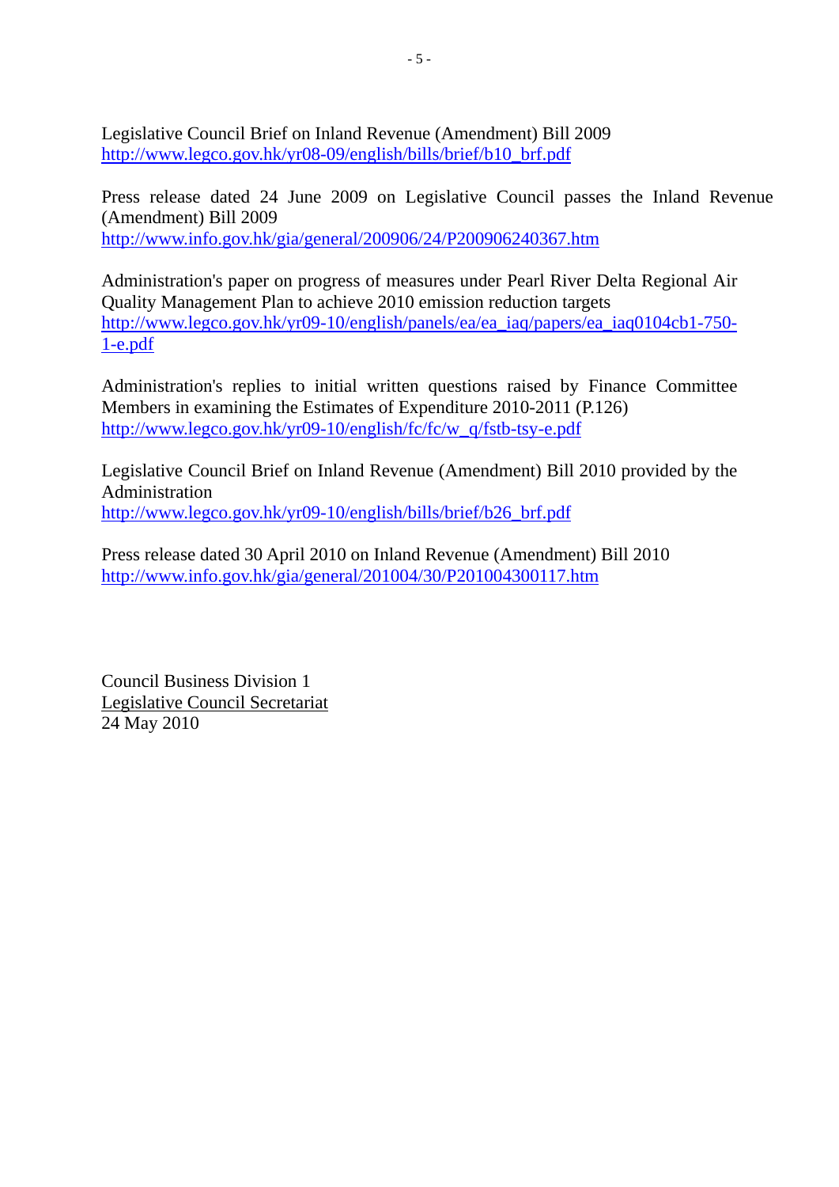Legislative Council Brief on Inland Revenue (Amendment) Bill 2009
http://www.legco.gov.hk/yr08-09/english/bills/brief/b10_brf.pdf

Press release dated 24 June 2009 on Legislative Council passes the Inland Revenue (Amendment) Bill 2009
http://www.info.gov.hk/gia/general/200906/24/P200906240367.htm

Administration's paper on progress of measures under Pearl River Delta Regional Air Quality Management Plan to achieve 2010 emission reduction targets
http://www.legco.gov.hk/yr09-10/english/panels/ea/ea_iaq/papers/ea_iaq0104cb1-750-1-e.pdf

Administration's replies to initial written questions raised by Finance Committee Members in examining the Estimates of Expenditure 2010-2011 (P.126)
http://www.legco.gov.hk/yr09-10/english/fc/fc/w_q/fstb-tsy-e.pdf

Legislative Council Brief on Inland Revenue (Amendment) Bill 2010 provided by the Administration
http://www.legco.gov.hk/yr09-10/english/bills/brief/b26_brf.pdf

Press release dated 30 April 2010 on Inland Revenue (Amendment) Bill 2010
http://www.info.gov.hk/gia/general/201004/30/P201004300117.htm

Council Business Division 1
Legislative Council Secretariat
24 May 2010